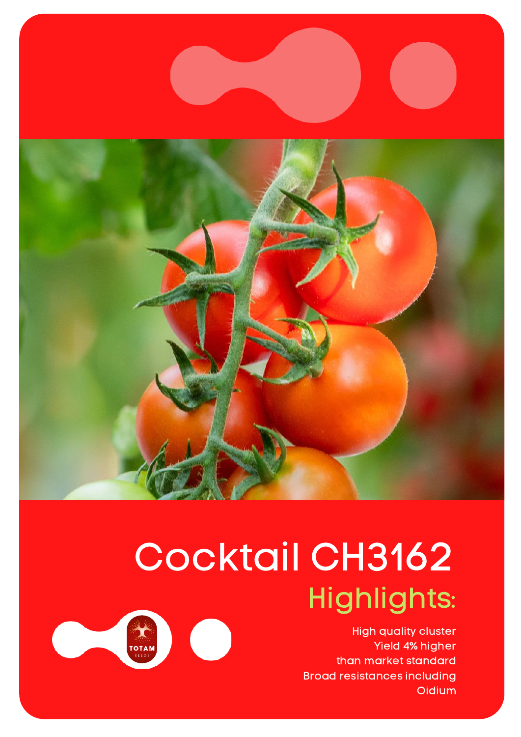# Cocktail CH3162

## Highlights:

High quality cluster
Yield 4% higher
than market standard
Broad resistances including
Oidium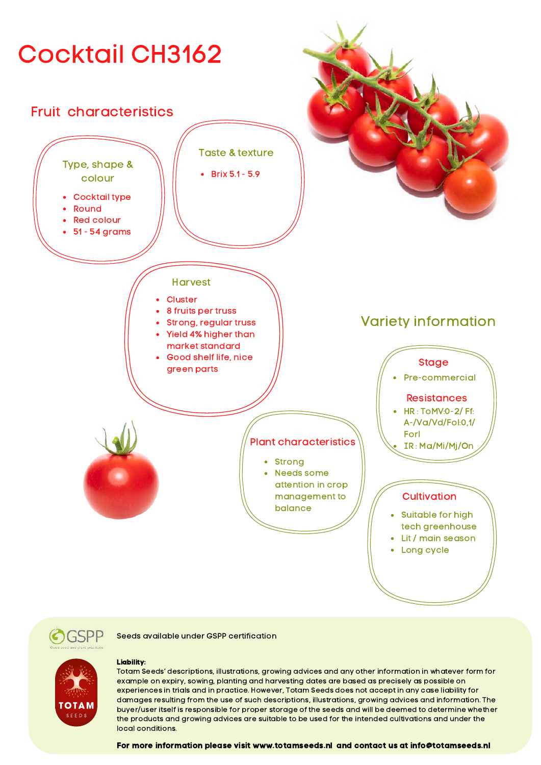# Cocktail CH3162

## Fruit characteristics

### Type, shape & colour

- Cocktail type
- Round
- Red colour
- 51 - 54 grams

### Taste & texture

- Brix 5.1 - 5.9

### Harvest

- Cluster
- 8 fruits per truss
- Strong, regular truss
- Yield 4% higher than market standard
- Good shelf life, nice green parts

### Plant characteristics

- Strong
- Needs some attention in crop management to balance

## Variety information

### Stage

- Pre-commercial

### Resistances

- HR : ToMV:0-2/ Ff: A-/Va/Vd/Fol:0,1/ Forl
- IR : Ma/Mi/Mj/On

### Cultivation

- Suitable for high tech greenhouse
- Lit / main season
- Long cycle

GSPP
Good seed and plant practices

Seeds available under GSPP certification

TOTAM SEEDS

**Liability:**
Totam Seeds' descriptions, illustrations, growing advices and any other information in whatever form for example on expiry, sowing, planting and harvesting dates are based as precisely as possible on experiences in trials and in practice. However, Totam Seeds does not accept in any case liability for damages resulting from the use of such descriptions, illustrations, growing advices and information. The buyer/user itself is responsible for proper storage of the seeds and will be deemed to determine whether the products and growing advices are suitable to be used for the intended cultivations and under the local conditions.

**For more information please visit www.totamseeds.nl and contact us at info@totamseeds.nl**